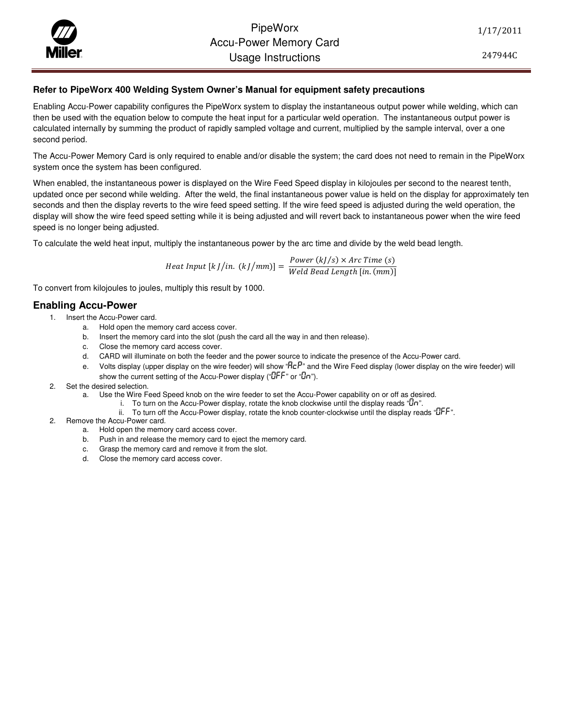# PipeWorx Accu-Power Memory Card Usage Instructions

1/17/2011

247944C

**Refer to PipeWorx 400 Welding System Owner's Manual for equipment safety precautions**

Enabling Accu-Power capability configures the PipeWorx system to display the instantaneous output power while welding, which can then be used with the equation below to compute the heat input for a particular weld operation. The instantaneous output power is calculated internally by summing the product of rapidly sampled voltage and current, multiplied by the sample interval, over a one second period.

The Accu-Power Memory Card is only required to enable and/or disable the system; the card does not need to remain in the PipeWorx system once the system has been configured.

When enabled, the instantaneous power is displayed on the Wire Feed Speed display in kilojoules per second to the nearest tenth, updated once per second while welding. After the weld, the final instantaneous power value is held on the display for approximately ten seconds and then the display reverts to the wire feed speed setting. If the wire feed speed is adjusted during the weld operation, the display will show the wire feed speed setting while it is being adjusted and will revert back to instantaneous power when the wire feed speed is no longer being adjusted.

To calculate the weld heat input, multiply the instantaneous power by the arc time and divide by the weld bead length.

$$Heat\ Input\ [kJ/in.\ (kJ/mm)] = \frac{Power\ (kJ/s) \times Arc\ Time\ (s)}{Weld\ Bead\ Length\ [in.\ (mm)]}$$

To convert from kilojoules to joules, multiply this result by 1000.

## Enabling Accu-Power

1. Insert the Accu-Power card.
    a. Hold open the memory card access cover.
    b. Insert the memory card into the slot (push the card all the way in and then release).
    c. Close the memory card access cover.
    d. CARD will illuminate on both the feeder and the power source to indicate the presence of the Accu-Power card.
    e. Volts display (upper display on the wire feeder) will show "AcP" and the Wire Feed display (lower display on the wire feeder) will show the current setting of the Accu-Power display ("OFF" or "On").
2. Set the desired selection.
    a. Use the Wire Feed Speed knob on the wire feeder to set the Accu-Power capability on or off as desired.
        i. To turn on the Accu-Power display, rotate the knob clockwise until the display reads "On".
        ii. To turn off the Accu-Power display, rotate the knob counter-clockwise until the display reads "OFF".
2. Remove the Accu-Power card.
    a. Hold open the memory card access cover.
    b. Push in and release the memory card to eject the memory card.
    c. Grasp the memory card and remove it from the slot.
    d. Close the memory card access cover.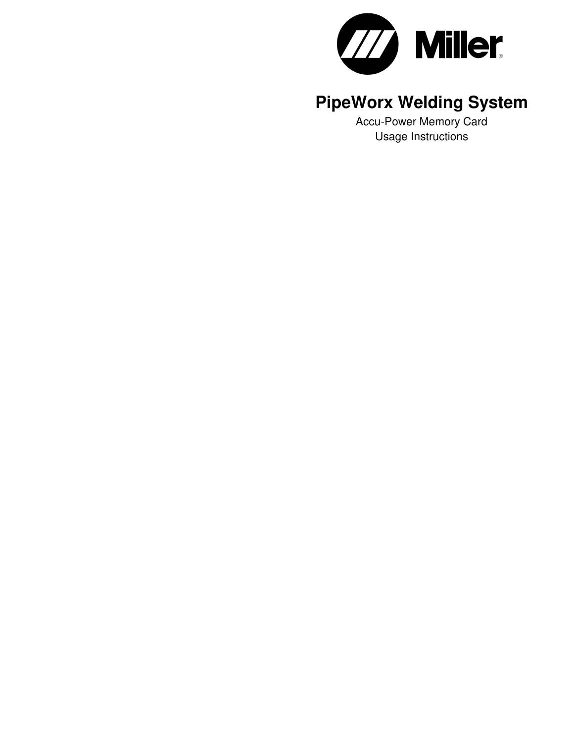Miller

# PipeWorx Welding System

Accu-Power Memory Card
Usage Instructions